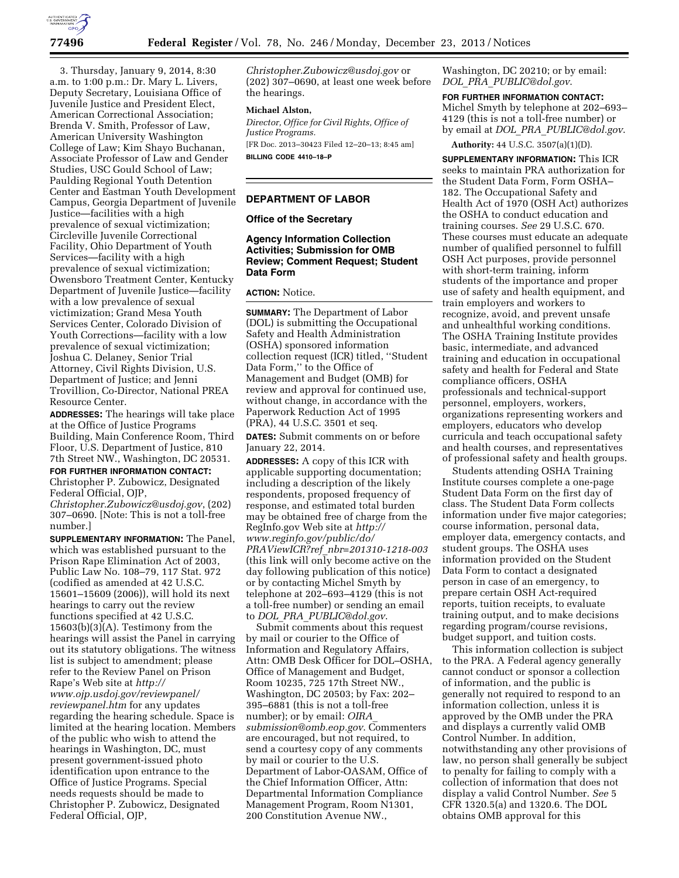3. Thursday, January 9, 2014, 8:30 a.m. to 1:00 p.m.: Dr. Mary L. Livers, Deputy Secretary, Louisiana Office of Juvenile Justice and President Elect, American Correctional Association; Brenda V. Smith, Professor of Law, American University Washington College of Law; Kim Shayo Buchanan, Associate Professor of Law and Gender Studies, USC Gould School of Law; Paulding Regional Youth Detention Center and Eastman Youth Development Campus, Georgia Department of Juvenile Justice—facilities with a high prevalence of sexual victimization; Circleville Juvenile Correctional Facility, Ohio Department of Youth Services—facility with a high prevalence of sexual victimization; Owensboro Treatment Center, Kentucky Department of Juvenile Justice—facility with a low prevalence of sexual victimization; Grand Mesa Youth Services Center, Colorado Division of Youth Corrections—facility with a low prevalence of sexual victimization; Joshua C. Delaney, Senior Trial Attorney, Civil Rights Division, U.S. Department of Justice; and Jenni Trovillion, Co-Director, National PREA Resource Center.

**ADDRESSES:** The hearings will take place at the Office of Justice Programs Building, Main Conference Room, Third Floor, U.S. Department of Justice, 810 7th Street NW., Washington, DC 20531.

**FOR FURTHER INFORMATION CONTACT:** Christopher P. Zubowicz, Designated Federal Official, OJP, *Christopher.Zubowicz@usdoj.gov*, (202) 307–0690. [Note: This is not a toll-free number.]

**SUPPLEMENTARY INFORMATION:** The Panel, which was established pursuant to the Prison Rape Elimination Act of 2003, Public Law No. 108–79, 117 Stat. 972 (codified as amended at 42 U.S.C. 15601–15609 (2006)), will hold its next hearings to carry out the review functions specified at 42 U.S.C. 15603(b)(3)(A). Testimony from the hearings will assist the Panel in carrying out its statutory obligations. The witness list is subject to amendment; please refer to the Review Panel on Prison Rape's Web site at *http://www.ojp.usdoj.gov/reviewpanel/reviewpanel.htm* for any updates regarding the hearing schedule. Space is limited at the hearing location. Members of the public who wish to attend the hearings in Washington, DC, must present government-issued photo identification upon entrance to the Office of Justice Programs. Special needs requests should be made to Christopher P. Zubowicz, Designated Federal Official, OJP, *Christopher.Zubowicz@usdoj.gov* or (202) 307–0690, at least one week before the hearings.

**Michael Alston,**

*Director, Office for Civil Rights, Office of Justice Programs.*

[FR Doc. 2013–30423 Filed 12–20–13; 8:45 am]

**BILLING CODE 4410–18–P**

---

## DEPARTMENT OF LABOR

### Office of the Secretary

### Agency Information Collection Activities; Submission for OMB Review; Comment Request; Student Data Form

**ACTION:** Notice.

**SUMMARY:** The Department of Labor (DOL) is submitting the Occupational Safety and Health Administration (OSHA) sponsored information collection request (ICR) titled, ''Student Data Form,'' to the Office of Management and Budget (OMB) for review and approval for continued use, without change, in accordance with the Paperwork Reduction Act of 1995 (PRA), 44 U.S.C. 3501 et seq.

**DATES:** Submit comments on or before January 22, 2014.

**ADDRESSES:** A copy of this ICR with applicable supporting documentation; including a description of the likely respondents, proposed frequency of response, and estimated total burden may be obtained free of charge from the RegInfo.gov Web site at *http://www.reginfo.gov/public/do/PRAViewICR?ref_nbr=201310-1218-003* (this link will only become active on the day following publication of this notice) or by contacting Michel Smyth by telephone at 202–693–4129 (this is not a toll-free number) or sending an email to *DOL_PRA_PUBLIC@dol.gov*.

Submit comments about this request by mail or courier to the Office of Information and Regulatory Affairs, Attn: OMB Desk Officer for DOL–OSHA, Office of Management and Budget, Room 10235, 725 17th Street NW., Washington, DC 20503; by Fax: 202–395–6881 (this is not a toll-free number); or by email: *OIRA_submission@omb.eop.gov*. Commenters are encouraged, but not required, to send a courtesy copy of any comments by mail or courier to the U.S. Department of Labor-OASAM, Office of the Chief Information Officer, Attn: Departmental Information Compliance Management Program, Room N1301, 200 Constitution Avenue NW., Washington, DC 20210; or by email: *DOL_PRA_PUBLIC@dol.gov*.

**FOR FURTHER INFORMATION CONTACT:** Michel Smyth by telephone at 202–693–4129 (this is not a toll-free number) or by email at *DOL_PRA_PUBLIC@dol.gov*.

**Authority:** 44 U.S.C. 3507(a)(1)(D).

**SUPPLEMENTARY INFORMATION:** This ICR seeks to maintain PRA authorization for the Student Data Form, Form OSHA–182. The Occupational Safety and Health Act of 1970 (OSH Act) authorizes the OSHA to conduct education and training courses. *See* 29 U.S.C. 670. These courses must educate an adequate number of qualified personnel to fulfill OSH Act purposes, provide personnel with short-term training, inform students of the importance and proper use of safety and health equipment, and train employers and workers to recognize, avoid, and prevent unsafe and unhealthful working conditions. The OSHA Training Institute provides basic, intermediate, and advanced training and education in occupational safety and health for Federal and State compliance officers, OSHA professionals and technical-support personnel, employers, workers, organizations representing workers and employers, educators who develop curricula and teach occupational safety and health courses, and representatives of professional safety and health groups.

Students attending OSHA Training Institute courses complete a one-page Student Data Form on the first day of class. The Student Data Form collects information under five major categories; course information, personal data, employer data, emergency contacts, and student groups. The OSHA uses information provided on the Student Data Form to contact a designated person in case of an emergency, to prepare certain OSH Act-required reports, tuition receipts, to evaluate training output, and to make decisions regarding program/course revisions, budget support, and tuition costs.

This information collection is subject to the PRA. A Federal agency generally cannot conduct or sponsor a collection of information, and the public is generally not required to respond to an information collection, unless it is approved by the OMB under the PRA and displays a currently valid OMB Control Number. In addition, notwithstanding any other provisions of law, no person shall generally be subject to penalty for failing to comply with a collection of information that does not display a valid Control Number. *See* 5 CFR 1320.5(a) and 1320.6. The DOL obtains OMB approval for this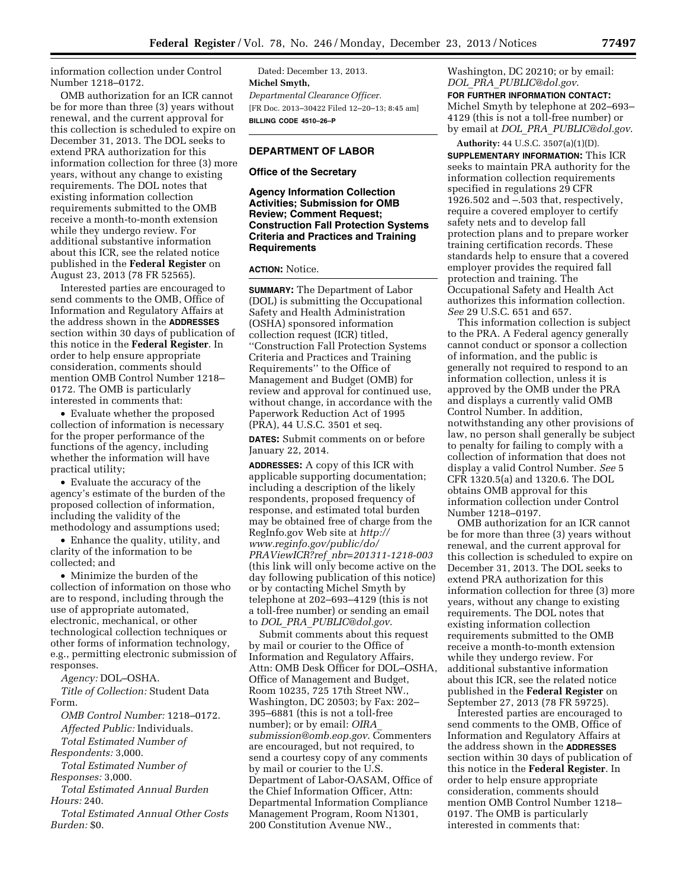information collection under Control Number 1218–0172.

OMB authorization for an ICR cannot be for more than three (3) years without renewal, and the current approval for this collection is scheduled to expire on December 31, 2013. The DOL seeks to extend PRA authorization for this information collection for three (3) more years, without any change to existing requirements. The DOL notes that existing information collection requirements submitted to the OMB receive a month-to-month extension while they undergo review. For additional substantive information about this ICR, see the related notice published in the **Federal Register** on August 23, 2013 (78 FR 52565).

Interested parties are encouraged to send comments to the OMB, Office of Information and Regulatory Affairs at the address shown in the **ADDRESSES** section within 30 days of publication of this notice in the **Federal Register**. In order to help ensure appropriate consideration, comments should mention OMB Control Number 1218–0172. The OMB is particularly interested in comments that:

- Evaluate whether the proposed collection of information is necessary for the proper performance of the functions of the agency, including whether the information will have practical utility;
- Evaluate the accuracy of the agency's estimate of the burden of the proposed collection of information, including the validity of the methodology and assumptions used;
- Enhance the quality, utility, and clarity of the information to be collected; and
- Minimize the burden of the collection of information on those who are to respond, including through the use of appropriate automated, electronic, mechanical, or other technological collection techniques or other forms of information technology, e.g., permitting electronic submission of responses.

*Agency:* DOL–OSHA.

*Title of Collection:* Student Data Form.

*OMB Control Number:* 1218–0172.

*Affected Public:* Individuals.

*Total Estimated Number of Respondents:* 3,000.

*Total Estimated Number of Responses:* 3,000.

*Total Estimated Annual Burden Hours:* 240.

*Total Estimated Annual Other Costs Burden:* $0.

Dated: December 13, 2013.

**Michel Smyth,**

*Departmental Clearance Officer.*

[FR Doc. 2013–30422 Filed 12–20–13; 8:45 am]

**BILLING CODE 4510–26–P**

## DEPARTMENT OF LABOR

### Office of the Secretary

### Agency Information Collection Activities; Submission for OMB Review; Comment Request; Construction Fall Protection Systems Criteria and Practices and Training Requirements

**ACTION:** Notice.

**SUMMARY:** The Department of Labor (DOL) is submitting the Occupational Safety and Health Administration (OSHA) sponsored information collection request (ICR) titled, ''Construction Fall Protection Systems Criteria and Practices and Training Requirements'' to the Office of Management and Budget (OMB) for review and approval for continued use, without change, in accordance with the Paperwork Reduction Act of 1995 (PRA), 44 U.S.C. 3501 et seq.

**DATES:** Submit comments on or before January 22, 2014.

**ADDRESSES:** A copy of this ICR with applicable supporting documentation; including a description of the likely respondents, proposed frequency of response, and estimated total burden may be obtained free of charge from the RegInfo.gov Web site at *http://www.reginfo.gov/public/do/PRAViewICR?ref_nbr=201311-1218-003* (this link will only become active on the day following publication of this notice) or by contacting Michel Smyth by telephone at 202–693–4129 (this is not a toll-free number) or sending an email to *DOL_PRA_PUBLIC@dol.gov.*

Submit comments about this request by mail or courier to the Office of Information and Regulatory Affairs, Attn: OMB Desk Officer for DOL–OSHA, Office of Management and Budget, Room 10235, 725 17th Street NW., Washington, DC 20503; by Fax: 202–395–6881 (this is not a toll-free number); or by email: *OIRA_submission@omb.eop.gov*. Commenters are encouraged, but not required, to send a courtesy copy of any comments by mail or courier to the U.S. Department of Labor-OASAM, Office of the Chief Information Officer, Attn: Departmental Information Compliance Management Program, Room N1301, 200 Constitution Avenue NW., Washington, DC 20210; or by email: *DOL_PRA_PUBLIC@dol.gov*.

**FOR FURTHER INFORMATION CONTACT:** Michel Smyth by telephone at 202–693–4129 (this is not a toll-free number) or by email at *DOL_PRA_PUBLIC@dol.gov*.

**Authority:** 44 U.S.C. 3507(a)(1)(D).

**SUPPLEMENTARY INFORMATION:** This ICR seeks to maintain PRA authority for the information collection requirements specified in regulations 29 CFR 1926.502 and –.503 that, respectively, require a covered employer to certify safety nets and to develop fall protection plans and to prepare worker training certification records. These standards help to ensure that a covered employer provides the required fall protection and training. The Occupational Safety and Health Act authorizes this information collection. *See* 29 U.S.C. 651 and 657.

This information collection is subject to the PRA. A Federal agency generally cannot conduct or sponsor a collection of information, and the public is generally not required to respond to an information collection, unless it is approved by the OMB under the PRA and displays a currently valid OMB Control Number. In addition, notwithstanding any other provisions of law, no person shall generally be subject to penalty for failing to comply with a collection of information that does not display a valid Control Number. *See* 5 CFR 1320.5(a) and 1320.6. The DOL obtains OMB approval for this information collection under Control Number 1218–0197.

OMB authorization for an ICR cannot be for more than three (3) years without renewal, and the current approval for this collection is scheduled to expire on December 31, 2013. The DOL seeks to extend PRA authorization for this information collection for three (3) more years, without any change to existing requirements. The DOL notes that existing information collection requirements submitted to the OMB receive a month-to-month extension while they undergo review. For additional substantive information about this ICR, see the related notice published in the **Federal Register** on September 27, 2013 (78 FR 59725).

Interested parties are encouraged to send comments to the OMB, Office of Information and Regulatory Affairs at the address shown in the **ADDRESSES** section within 30 days of publication of this notice in the **Federal Register**. In order to help ensure appropriate consideration, comments should mention OMB Control Number 1218–0197. The OMB is particularly interested in comments that: